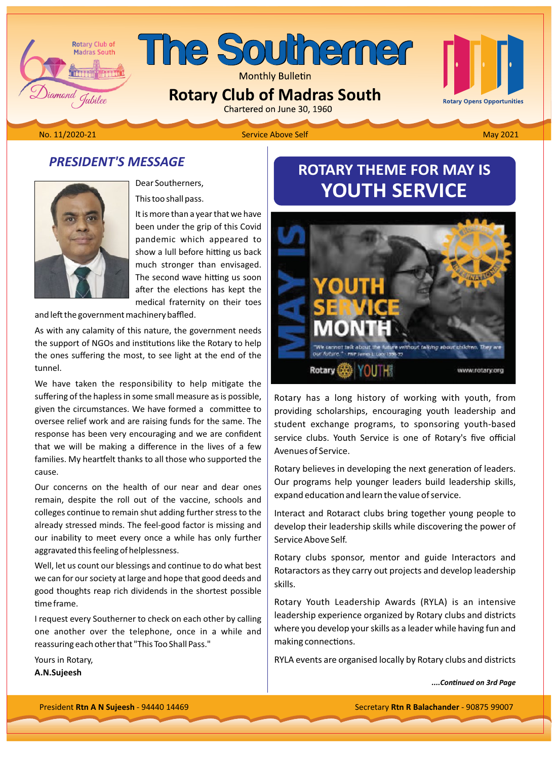# The Southerner

Monthly Bulletin

## Rotary Club of Madras South

Chartered on June 30, 1960

No. 11/2020-21 — Service Above Self — May 2021

## PRESIDENT'S MESSAGE

Dear Southerners,

This too shall pass.

It is more than a year that we have been under the grip of this Covid pandemic which appeared to show a lull before hitting us back much stronger than envisaged. The second wave hitting us soon after the elections has kept the medical fraternity on their toes and left the government machinery baffled.

As with any calamity of this nature, the government needs the support of NGOs and institutions like the Rotary to help the ones suffering the most, to see light at the end of the tunnel.

We have taken the responsibility to help mitigate the suffering of the hapless in some small measure as is possible, given the circumstances. We have formed a committee to oversee relief work and are raising funds for the same. The response has been very encouraging and we are confident that we will be making a difference in the lives of a few families. My heartfelt thanks to all those who supported the cause.

Our concerns on the health of our near and dear ones remain, despite the roll out of the vaccine, schools and colleges continue to remain shut adding further stress to the already stressed minds. The feel-good factor is missing and our inability to meet every once a while has only further aggravated this feeling of helplessness.

Well, let us count our blessings and continue to do what best we can for our society at large and hope that good deeds and good thoughts reap rich dividends in the shortest possible time frame.

I request every Southerner to check on each other by calling one another over the telephone, once in a while and reassuring each other that "This Too Shall Pass."

Yours in Rotary,
**A.N.Sujeesh**

## ROTARY THEME FOR MAY IS YOUTH SERVICE

Rotary has a long history of working with youth, from providing scholarships, encouraging youth leadership and student exchange programs, to sponsoring youth-based service clubs. Youth Service is one of Rotary's five official Avenues of Service.

Rotary believes in developing the next generation of leaders. Our programs help younger leaders build leadership skills, expand education and learn the value of service.

Interact and Rotaract clubs bring together young people to develop their leadership skills while discovering the power of Service Above Self.

Rotary clubs sponsor, mentor and guide Interactors and Rotaractors as they carry out projects and develop leadership skills.

Rotary Youth Leadership Awards (RYLA) is an intensive leadership experience organized by Rotary clubs and districts where you develop your skills as a leader while having fun and making connections.

RYLA events are organised locally by Rotary clubs and districts

*....Continued on 3rd Page*

President **Rtn A N Sujeesh** - 94440 14469 — Secretary **Rtn R Balachander** - 90875 99007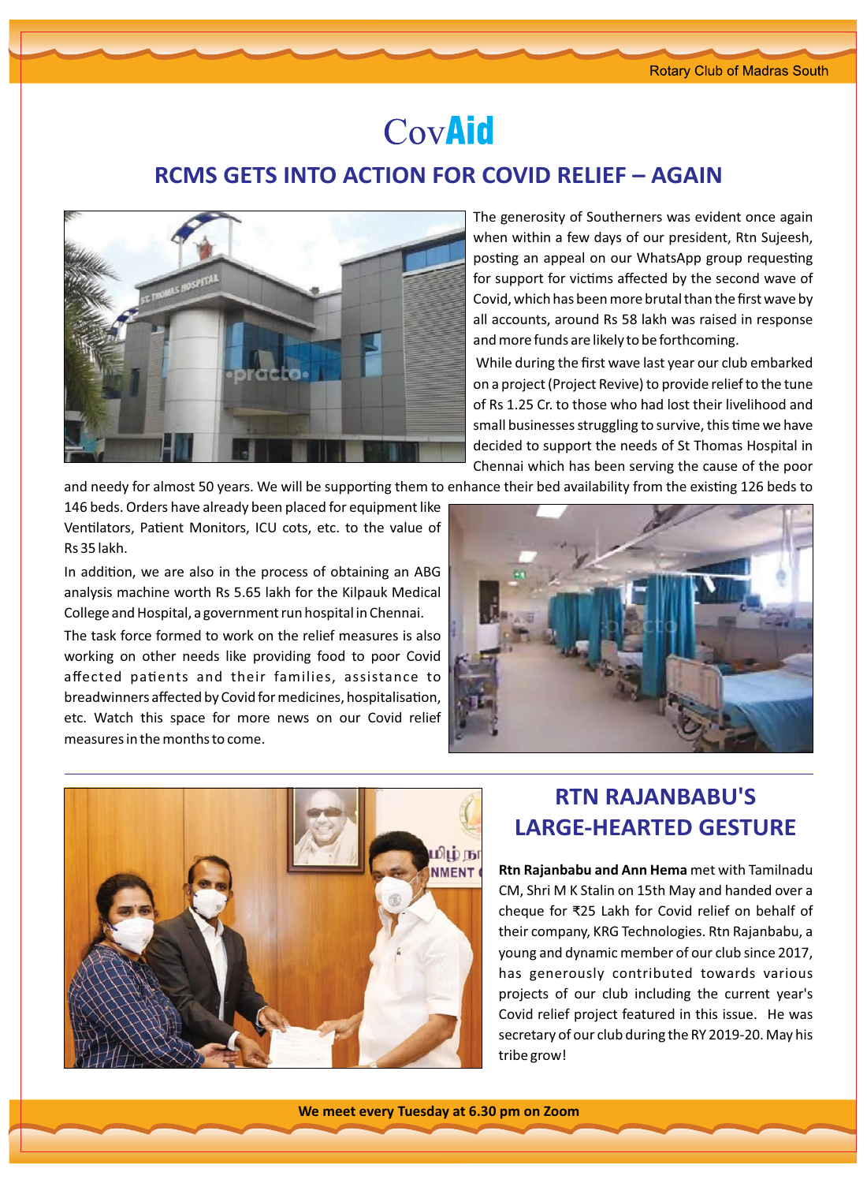# CovAid

## RCMS GETS INTO ACTION FOR COVID RELIEF – AGAIN

The generosity of Southerners was evident once again when within a few days of our president, Rtn Sujeesh, posting an appeal on our WhatsApp group requesting for support for victims affected by the second wave of Covid, which has been more brutal than the first wave by all accounts, around Rs 58 lakh was raised in response and more funds are likely to be forthcoming.

While during the first wave last year our club embarked on a project (Project Revive) to provide relief to the tune of Rs 1.25 Cr. to those who had lost their livelihood and small businesses struggling to survive, this time we have decided to support the needs of St Thomas Hospital in Chennai which has been serving the cause of the poor and needy for almost 50 years. We will be supporting them to enhance their bed availability from the existing 126 beds to 146 beds. Orders have already been placed for equipment like Ventilators, Patient Monitors, ICU cots, etc. to the value of Rs 35 lakh.

In addition, we are also in the process of obtaining an ABG analysis machine worth Rs 5.65 lakh for the Kilpauk Medical College and Hospital, a government run hospital in Chennai.

The task force formed to work on the relief measures is also working on other needs like providing food to poor Covid affected patients and their families, assistance to breadwinners affected by Covid for medicines, hospitalisation, etc. Watch this space for more news on our Covid relief measures in the months to come.

## RTN RAJANBABU'S LARGE-HEARTED GESTURE

**Rtn Rajanbabu and Ann Hema** met with Tamilnadu CM, Shri M K Stalin on 15th May and handed over a cheque for ₹25 Lakh for Covid relief on behalf of their company, KRG Technologies. Rtn Rajanbabu, a young and dynamic member of our club since 2017, has generously contributed towards various projects of our club including the current year's Covid relief project featured in this issue. He was secretary of our club during the RY 2019-20. May his tribe grow!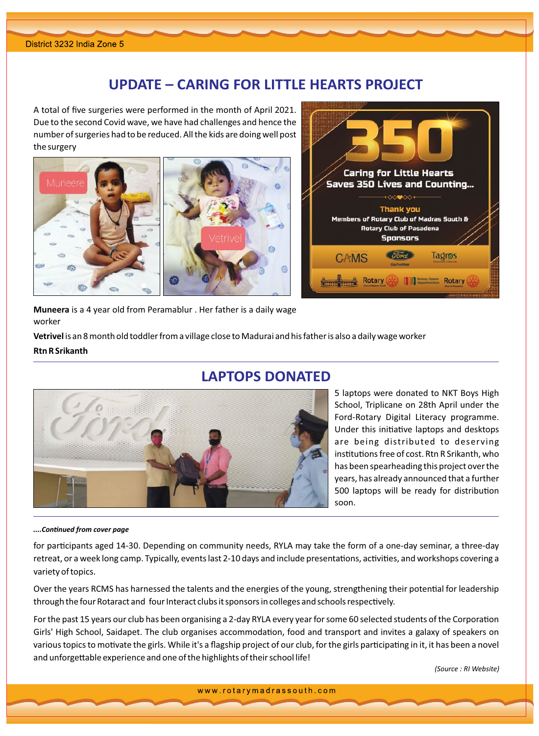## UPDATE – CARING FOR LITTLE HEARTS PROJECT

A total of five surgeries were performed in the month of April 2021. Due to the second Covid wave, we have had challenges and hence the number of surgeries had to be reduced. All the kids are doing well post the surgery

**Muneera** is a 4 year old from Peramablur . Her father is a daily wage worker

**Vetrivel** is an 8 month old toddler from a village close to Madurai and his father is also a daily wage worker

**Rtn R Srikanth**

## LAPTOPS DONATED

5 laptops were donated to NKT Boys High School, Triplicane on 28th April under the Ford-Rotary Digital Literacy programme. Under this initiative laptops and desktops are being distributed to deserving institutions free of cost. Rtn R Srikanth, who has been spearheading this project over the years, has already announced that a further 500 laptops will be ready for distribution soon.

***....Continued from cover page***

for participants aged 14-30. Depending on community needs, RYLA may take the form of a one-day seminar, a three-day retreat, or a week long camp. Typically, events last 2-10 days and include presentations, activities, and workshops covering a variety of topics.

Over the years RCMS has harnessed the talents and the energies of the young, strengthening their potential for leadership through the four Rotaract and four Interact clubs it sponsors in colleges and schools respectively.

For the past 15 years our club has been organising a 2-day RYLA every year for some 60 selected students of the Corporation Girls' High School, Saidapet. The club organises accommodation, food and transport and invites a galaxy of speakers on various topics to motivate the girls. While it's a flagship project of our club, for the girls participating in it, it has been a novel and unforgettable experience and one of the highlights of their school life!

*(Source : RI Website)*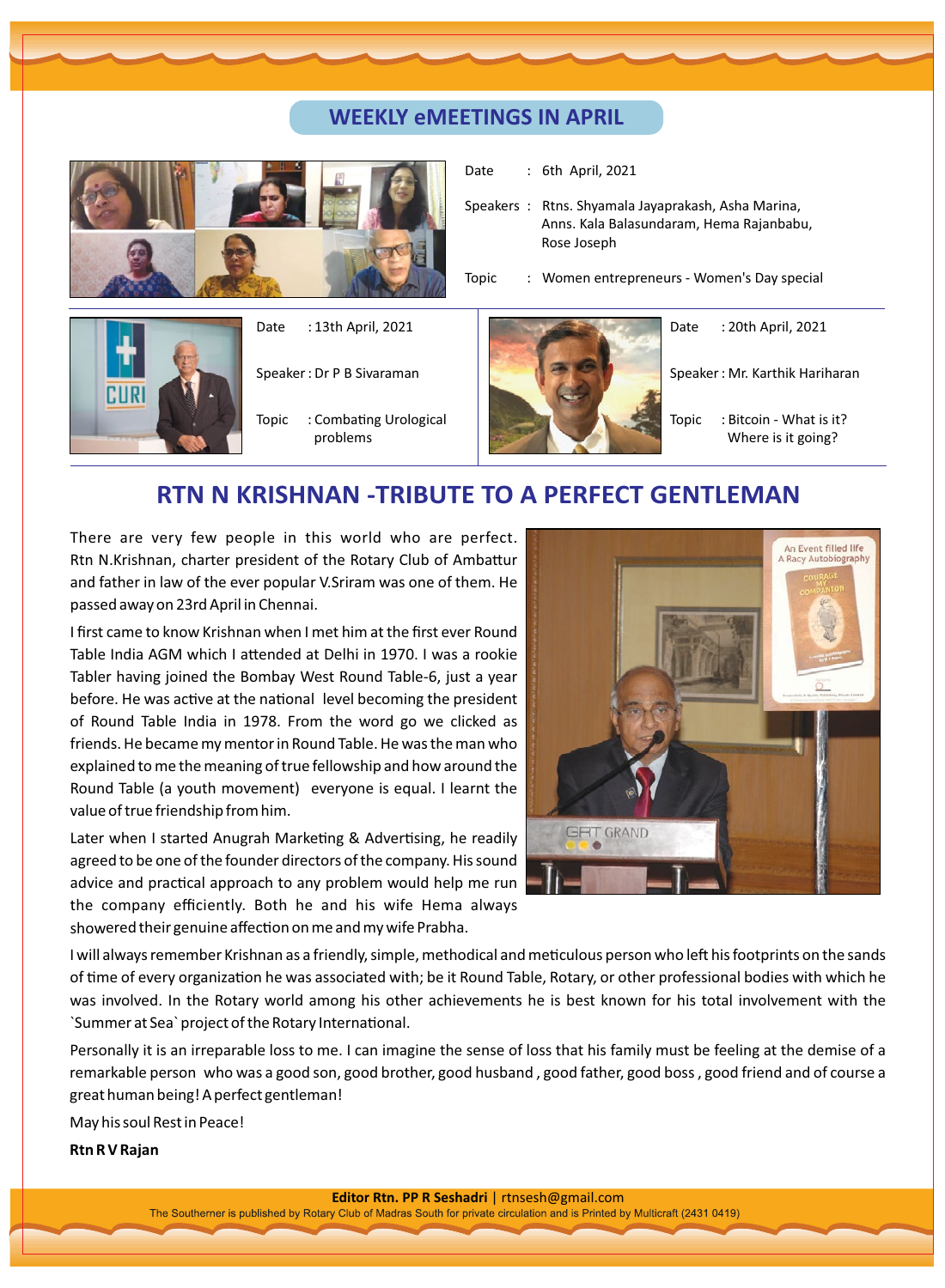## WEEKLY eMEETINGS IN APRIL

Date : 6th April, 2021

Speakers : Rtns. Shyamala Jayaprakash, Asha Marina, Anns. Kala Balasundaram, Hema Rajanbabu, Rose Joseph

Topic : Women entrepreneurs - Women's Day special

Date : 13th April, 2021

Speaker : Dr P B Sivaraman

Topic : Combating Urological problems

Date : 20th April, 2021

Speaker : Mr. Karthik Hariharan

Topic : Bitcoin - What is it? Where is it going?

## RTN N KRISHNAN -TRIBUTE TO A PERFECT GENTLEMAN

There are very few people in this world who are perfect. Rtn N.Krishnan, charter president of the Rotary Club of Ambattur and father in law of the ever popular V.Sriram was one of them. He passed away on 23rd April in Chennai.

I first came to know Krishnan when I met him at the first ever Round Table India AGM which I attended at Delhi in 1970. I was a rookie Tabler having joined the Bombay West Round Table-6, just a year before. He was active at the national level becoming the president of Round Table India in 1978. From the word go we clicked as friends. He became my mentor in Round Table. He was the man who explained to me the meaning of true fellowship and how around the Round Table (a youth movement) everyone is equal. I learnt the value of true friendship from him.

Later when I started Anugrah Marketing & Advertising, he readily agreed to be one of the founder directors of the company. His sound advice and practical approach to any problem would help me run the company efficiently. Both he and his wife Hema always showered their genuine affection on me and my wife Prabha.

I will always remember Krishnan as a friendly, simple, methodical and meticulous person who left his footprints on the sands of time of every organization he was associated with; be it Round Table, Rotary, or other professional bodies with which he was involved. In the Rotary world among his other achievements he is best known for his total involvement with the `Summer at Sea` project of the Rotary International.

Personally it is an irreparable loss to me. I can imagine the sense of loss that his family must be feeling at the demise of a remarkable person who was a good son, good brother, good husband , good father, good boss , good friend and of course a great human being! A perfect gentleman!

May his soul Rest in Peace!

**Rtn R V Rajan**

**Editor Rtn. PP R Seshadri** | rtnsesh@gmail.com

The Southerner is published by Rotary Club of Madras South for private circulation and is Printed by Multicraft (2431 0419)